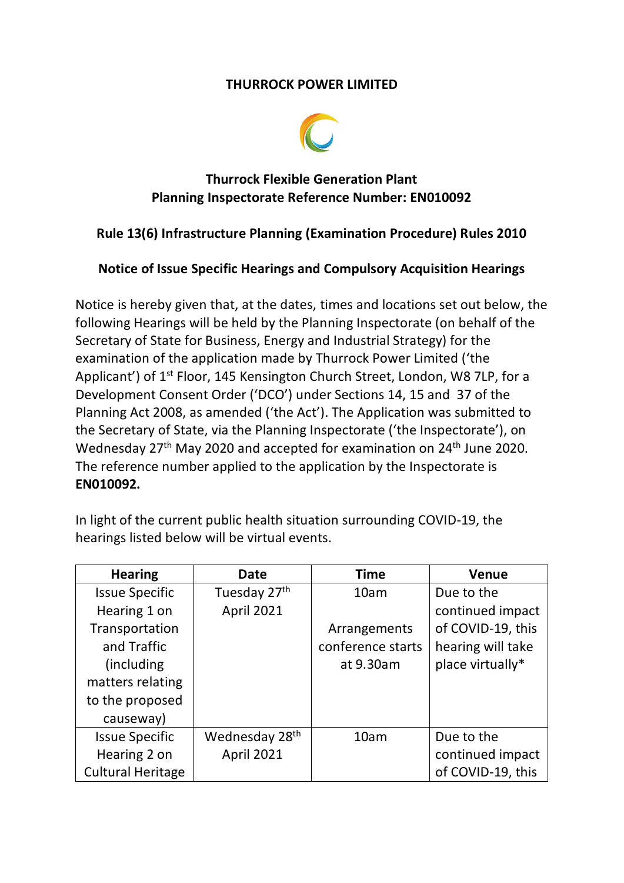**THURROCK POWER LIMITED**

**Thurrock Flexible Generation Plant**
**Planning Inspectorate Reference Number: EN010092**

**Rule 13(6) Infrastructure Planning (Examination Procedure) Rules 2010**

**Notice of Issue Specific Hearings and Compulsory Acquisition Hearings**

Notice is hereby given that, at the dates, times and locations set out below, the following Hearings will be held by the Planning Inspectorate (on behalf of the Secretary of State for Business, Energy and Industrial Strategy) for the examination of the application made by Thurrock Power Limited ('the Applicant') of 1st Floor, 145 Kensington Church Street, London, W8 7LP, for a Development Consent Order ('DCO') under Sections 14, 15 and 37 of the Planning Act 2008, as amended ('the Act'). The Application was submitted to the Secretary of State, via the Planning Inspectorate ('the Inspectorate'), on Wednesday 27th May 2020 and accepted for examination on 24th June 2020. The reference number applied to the application by the Inspectorate is **EN010092.**

In light of the current public health situation surrounding COVID-19, the hearings listed below will be virtual events.

| Hearing | Date | Time | Venue |
|---|---|---|---|
| Issue Specific Hearing 1 on Transportation and Traffic (including matters relating to the proposed causeway) | Tuesday 27th April 2021 | 10am<br><br>Arrangements conference starts at 9.30am | Due to the continued impact of COVID-19, this hearing will take place virtually* |
| Issue Specific Hearing 2 on Cultural Heritage | Wednesday 28th April 2021 | 10am | Due to the continued impact of COVID-19, this |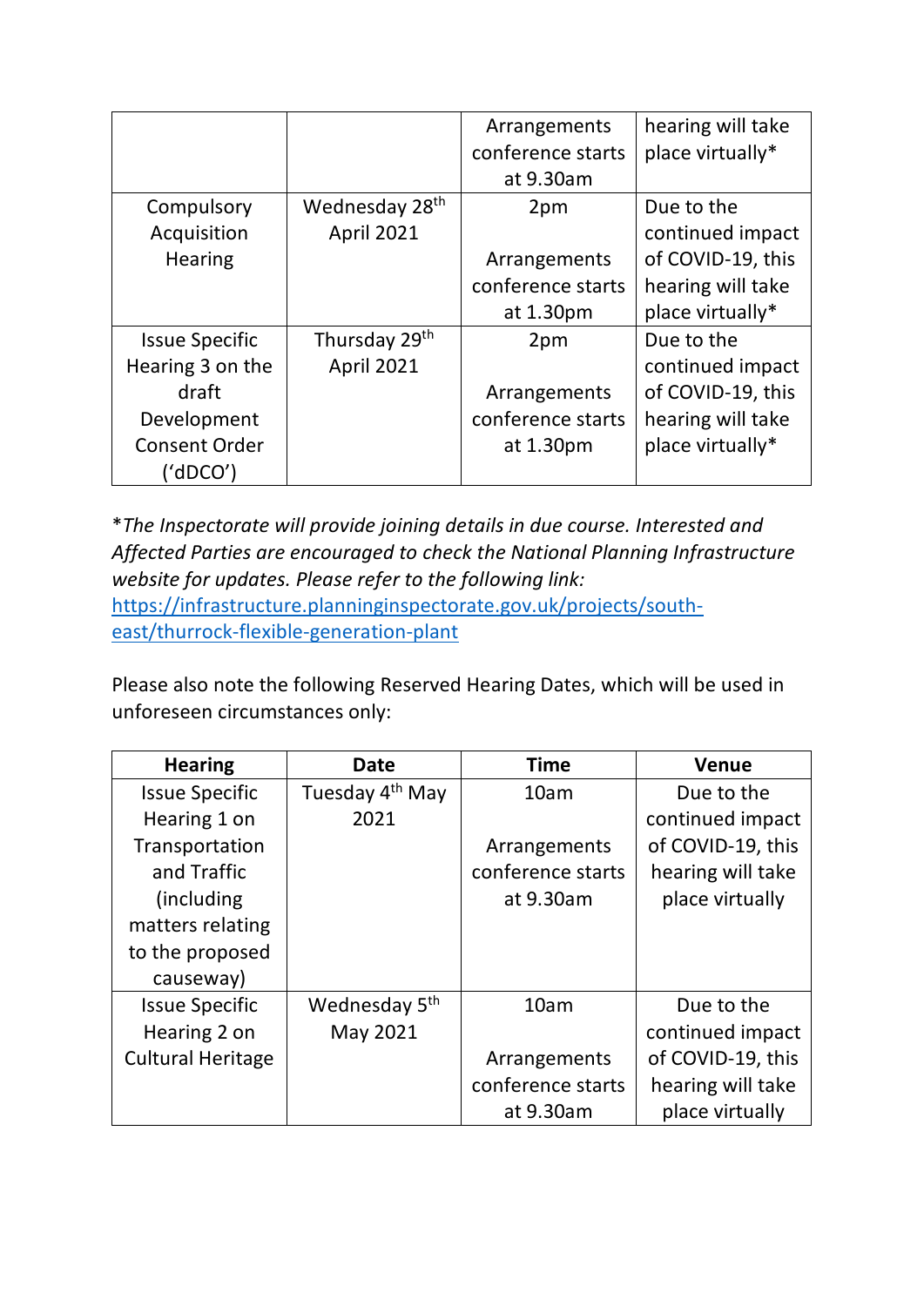| | | | |
|---|---|---|---|
| | | Arrangements conference starts at 9.30am | hearing will take place virtually* |
| Compulsory Acquisition Hearing | Wednesday 28th April 2021 | 2pm<br><br>Arrangements conference starts at 1.30pm | Due to the continued impact of COVID-19, this hearing will take place virtually* |
| Issue Specific Hearing 3 on the draft Development Consent Order ('dDCO') | Thursday 29th April 2021 | 2pm<br><br>Arrangements conference starts at 1.30pm | Due to the continued impact of COVID-19, this hearing will take place virtually* |

**The Inspectorate will provide joining details in due course. Interested and Affected Parties are encouraged to check the National Planning Infrastructure website for updates. Please refer to the following link:* [https://infrastructure.planninginspectorate.gov.uk/projects/south-east/thurrock-flexible-generation-plant](https://infrastructure.planninginspectorate.gov.uk/projects/south-east/thurrock-flexible-generation-plant)

Please also note the following Reserved Hearing Dates, which will be used in unforeseen circumstances only:

| Hearing | Date | Time | Venue |
|---|---|---|---|
| Issue Specific Hearing 1 on Transportation and Traffic (including matters relating to the proposed causeway) | Tuesday 4th May 2021 | 10am<br><br>Arrangements conference starts at 9.30am | Due to the continued impact of COVID-19, this hearing will take place virtually |
| Issue Specific Hearing 2 on Cultural Heritage | Wednesday 5th May 2021 | 10am<br><br>Arrangements conference starts at 9.30am | Due to the continued impact of COVID-19, this hearing will take place virtually |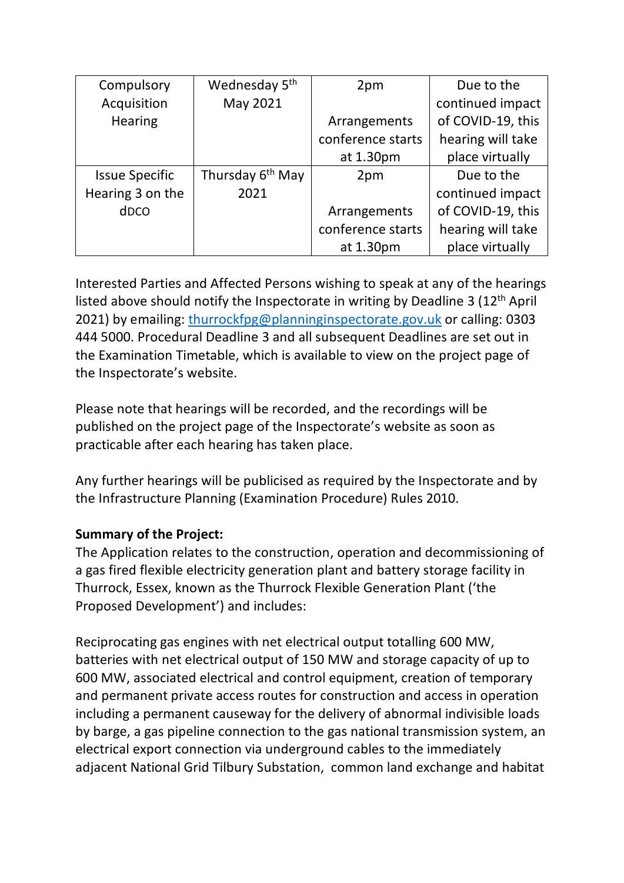| Compulsory Acquisition Hearing | Wednesday 5th May 2021 | 2pm<br><br>Arrangements conference starts at 1.30pm | Due to the continued impact of COVID-19, this hearing will take place virtually |
|---|---|---|---|
| Issue Specific Hearing 3 on the dDCO | Thursday 6th May 2021 | 2pm<br><br>Arrangements conference starts at 1.30pm | Due to the continued impact of COVID-19, this hearing will take place virtually |

Interested Parties and Affected Persons wishing to speak at any of the hearings listed above should notify the Inspectorate in writing by Deadline 3 (12th April 2021) by emailing: thurrockfpg@planninginspectorate.gov.uk or calling: 0303 444 5000. Procedural Deadline 3 and all subsequent Deadlines are set out in the Examination Timetable, which is available to view on the project page of the Inspectorate's website.

Please note that hearings will be recorded, and the recordings will be published on the project page of the Inspectorate's website as soon as practicable after each hearing has taken place.

Any further hearings will be publicised as required by the Inspectorate and by the Infrastructure Planning (Examination Procedure) Rules 2010.

**Summary of the Project:**
The Application relates to the construction, operation and decommissioning of a gas fired flexible electricity generation plant and battery storage facility in Thurrock, Essex, known as the Thurrock Flexible Generation Plant ('the Proposed Development') and includes:

Reciprocating gas engines with net electrical output totalling 600 MW, batteries with net electrical output of 150 MW and storage capacity of up to 600 MW, associated electrical and control equipment, creation of temporary and permanent private access routes for construction and access in operation including a permanent causeway for the delivery of abnormal indivisible loads by barge, a gas pipeline connection to the gas national transmission system, an electrical export connection via underground cables to the immediately adjacent National Grid Tilbury Substation, common land exchange and habitat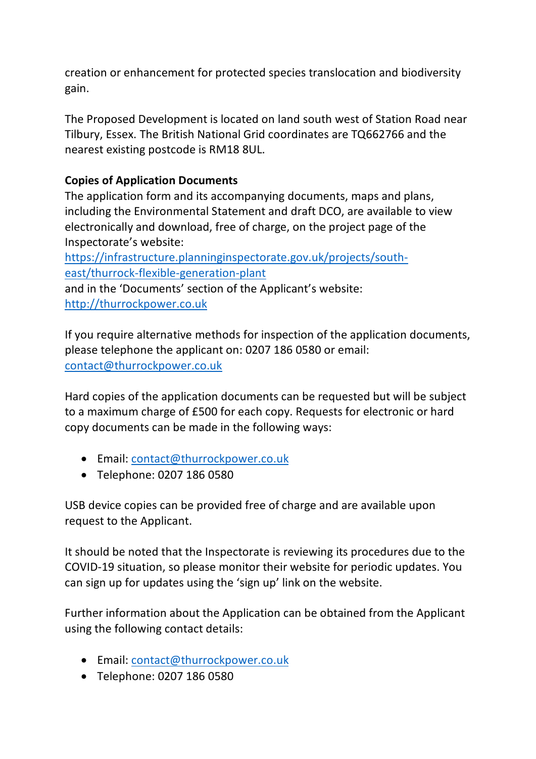creation or enhancement for protected species translocation and biodiversity gain.

The Proposed Development is located on land south west of Station Road near Tilbury, Essex. The British National Grid coordinates are TQ662766 and the nearest existing postcode is RM18 8UL.

**Copies of Application Documents**

The application form and its accompanying documents, maps and plans, including the Environmental Statement and draft DCO, are available to view electronically and download, free of charge, on the project page of the Inspectorate's website:
https://infrastructure.planninginspectorate.gov.uk/projects/south-east/thurrock-flexible-generation-plant
and in the 'Documents' section of the Applicant's website:
http://thurrockpower.co.uk

If you require alternative methods for inspection of the application documents, please telephone the applicant on: 0207 186 0580 or email: contact@thurrockpower.co.uk

Hard copies of the application documents can be requested but will be subject to a maximum charge of £500 for each copy. Requests for electronic or hard copy documents can be made in the following ways:

- Email: contact@thurrockpower.co.uk
- Telephone: 0207 186 0580

USB device copies can be provided free of charge and are available upon request to the Applicant.

It should be noted that the Inspectorate is reviewing its procedures due to the COVID-19 situation, so please monitor their website for periodic updates. You can sign up for updates using the 'sign up' link on the website.

Further information about the Application can be obtained from the Applicant using the following contact details:

- Email: contact@thurrockpower.co.uk
- Telephone: 0207 186 0580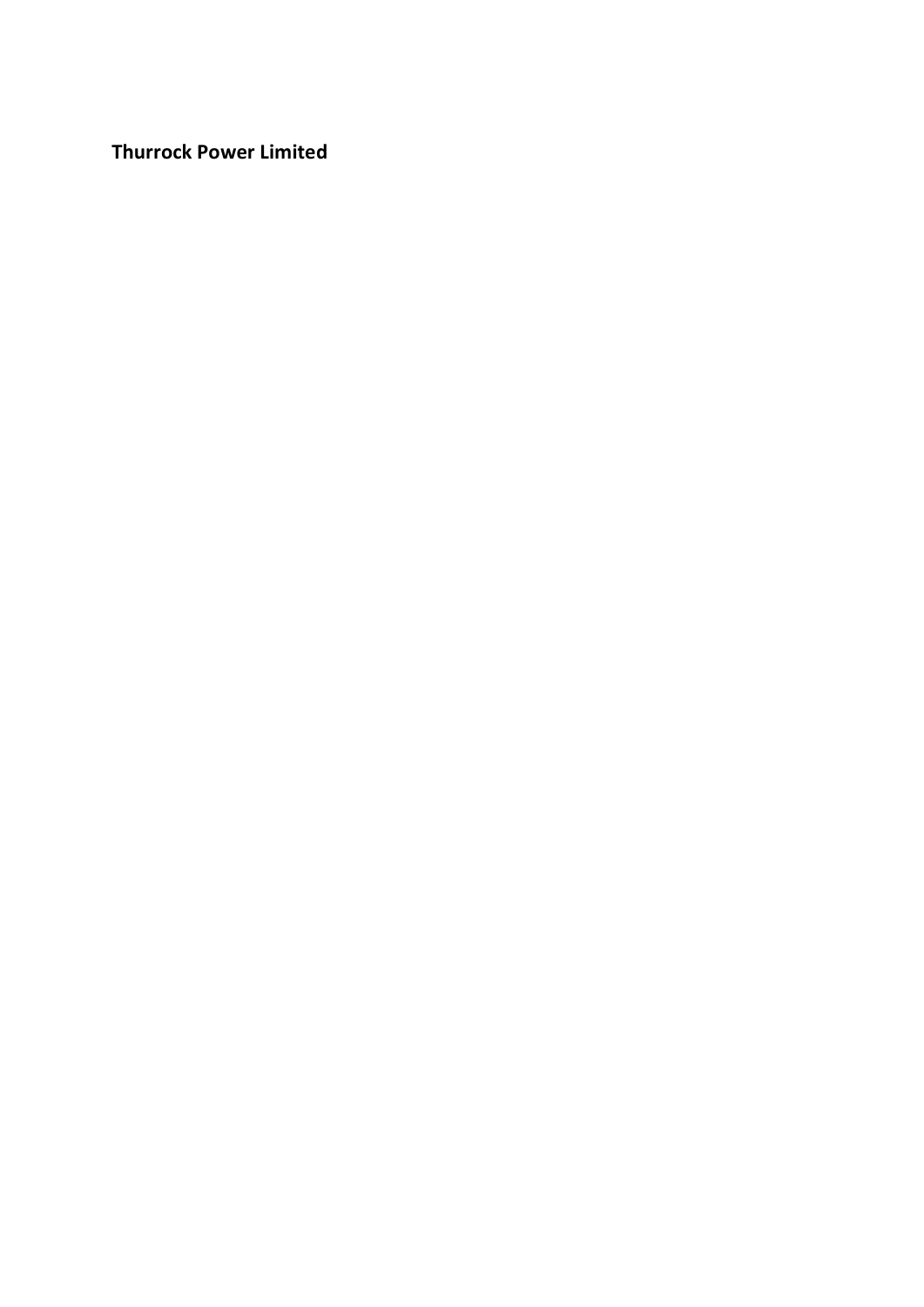**Thurrock Power Limited**